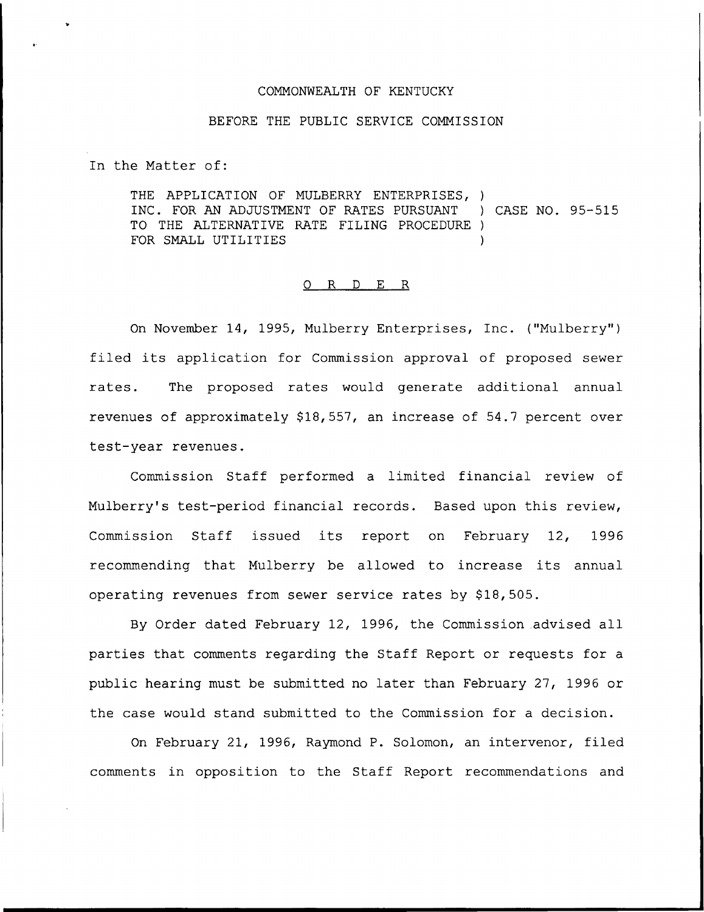COMMONWEALTH OF KENTUCKY

BEFORE THE PUBLIC SERVICE COMMISSION

In the Matter of:

THE APPLICATION OF MULBERRY ENTERPRISES, INC. FOR AN ADJUSTMENT OF RATES PURSUANT TO THE ALTERNATIVE RATE FILING PROCEDURE FOR SMALL UTILITIES ) CASE NO. 95-515

# ORDER

On November 14, 1995, Mulberry Enterprises, Inc. ("Mulberry") filed its application for Commission approval of proposed sewer rates. The proposed rates would generate additional annual revenues of approximately $18,557, an increase of 54.7 percent over test-year revenues.

Commission Staff performed a limited financial review of Mulberry's test-period financial records. Based upon this review, Commission Staff issued its report on February 12, 1996 recommending that Mulberry be allowed to increase its annual operating revenues from sewer service rates by $18,505.

By Order dated February 12, 1996, the Commission advised all parties that comments regarding the Staff Report or requests for a public hearing must be submitted no later than February 27, 1996 or the case would stand submitted to the Commission for a decision.

On February 21, 1996, Raymond P. Solomon, an intervenor, filed comments in opposition to the Staff Report recommendations and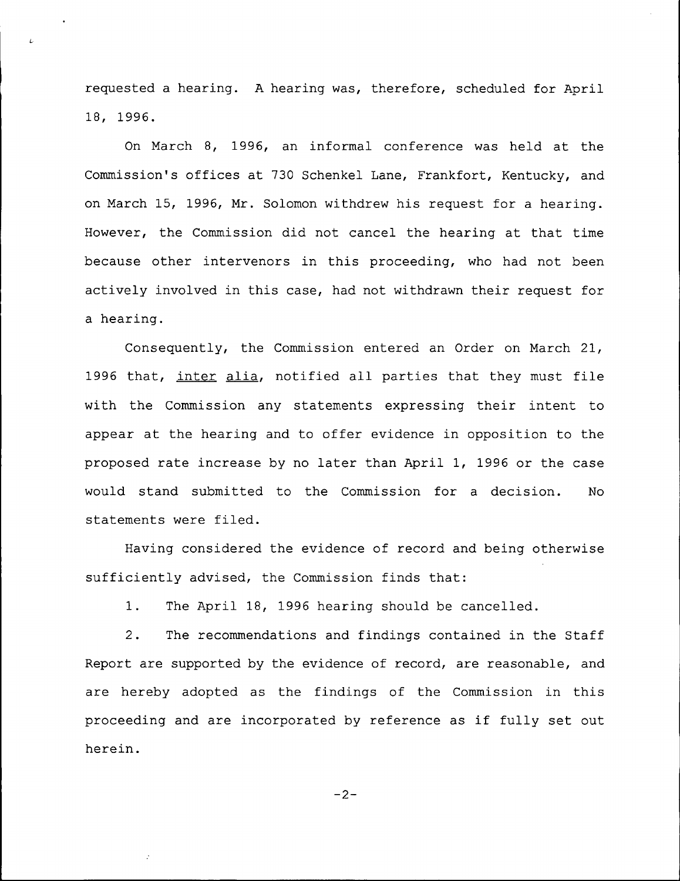requested a hearing. A hearing was, therefore, scheduled for April 18, 1996.

On March 8, 1996, an informal conference was held at the Commission's offices at 730 Schenkel Lane, Frankfort, Kentucky, and on March 15, 1996, Mr. Solomon withdrew his request for a hearing. However, the Commission did not cancel the hearing at that time because other intervenors in this proceeding, who had not been actively involved in this case, had not withdrawn their request for a hearing.

Consequently, the Commission entered an Order on March 21, 1996 that, inter alia, notified all parties that they must file with the Commission any statements expressing their intent to appear at the hearing and to offer evidence in opposition to the proposed rate increase by no later than April 1, 1996 or the case would stand submitted to the Commission for a decision. No statements were filed.

Having considered the evidence of record and being otherwise sufficiently advised, the Commission finds that:

1. The April 18, 1996 hearing should be cancelled.

2. The recommendations and findings contained in the Staff Report are supported by the evidence of record, are reasonable, and are hereby adopted as the findings of the Commission in this proceeding and are incorporated by reference as if fully set out herein.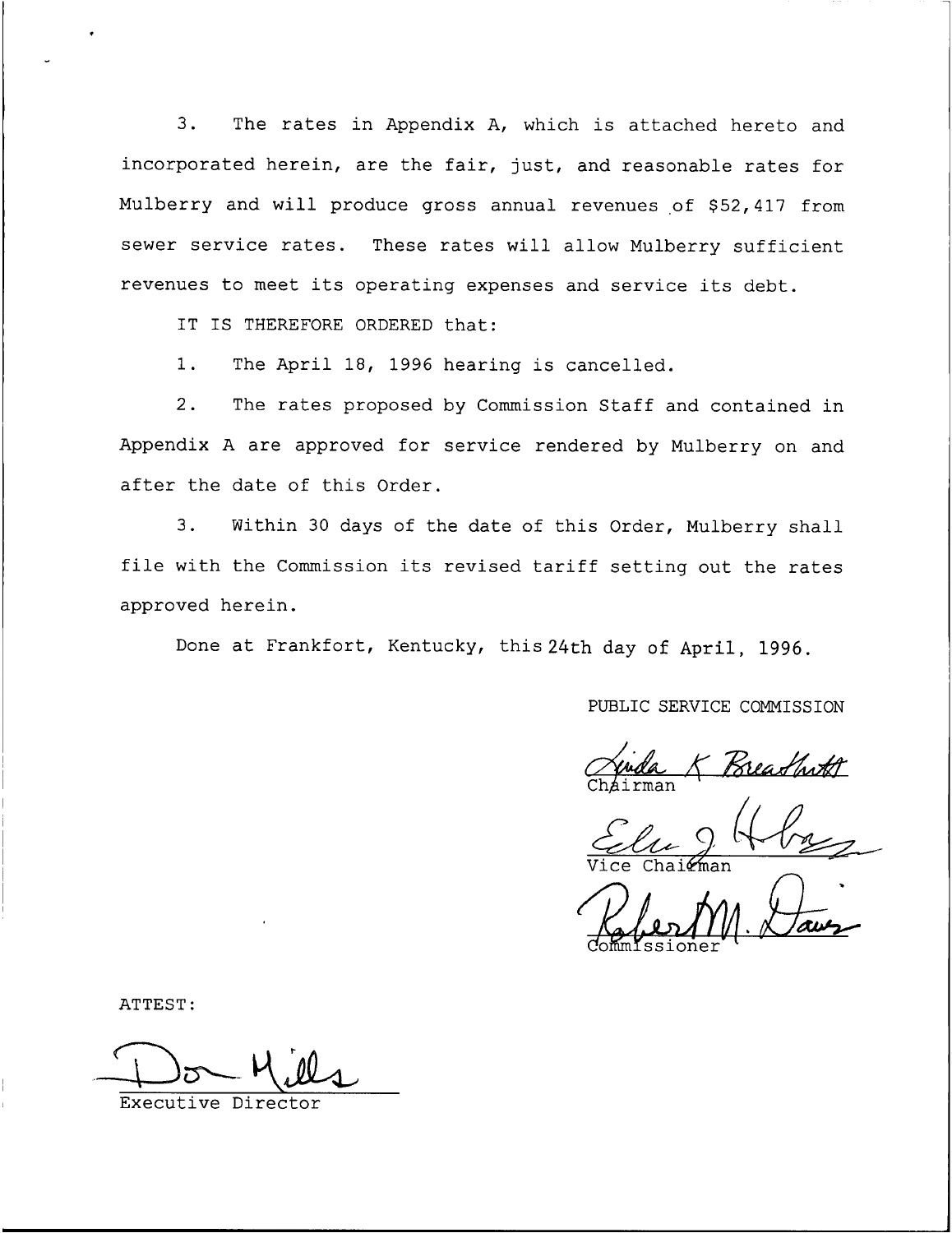3. The rates in Appendix A, which is attached hereto and incorporated herein, are the fair, just, and reasonable rates for Mulberry and will produce gross annual revenues of $52,417 from sewer service rates. These rates will allow Mulberry sufficient revenues to meet its operating expenses and service its debt.

IT IS THEREFORE ORDERED that:

1. The April 18, 1996 hearing is cancelled.

2. The rates proposed by Commission Staff and contained in Appendix A are approved for service rendered by Mulberry on and after the date of this Order.

3. Within 30 days of the date of this Order, Mulberry shall file with the Commission its revised tariff setting out the rates approved herein.

Done at Frankfort, Kentucky, this 24th day of April, 1996.

PUBLIC SERVICE COMMISSION

Linda K Breathitt
Chairman

Ed J. Holmes
Vice Chairman

Robert M. Davis
Commissioner

ATTEST:

Don Mills
Executive Director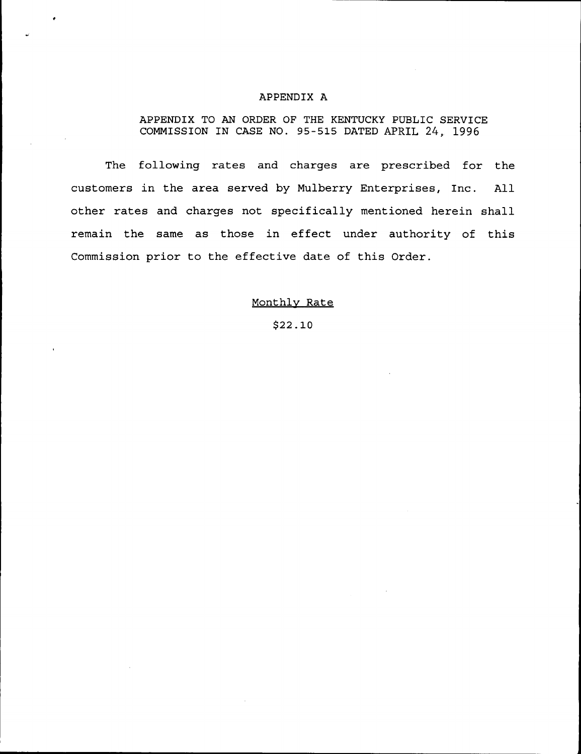# APPENDIX A

APPENDIX TO AN ORDER OF THE KENTUCKY PUBLIC SERVICE COMMISSION IN CASE NO. 95-515 DATED APRIL 24, 1996

The following rates and charges are prescribed for the customers in the area served by Mulberry Enterprises, Inc. All other rates and charges not specifically mentioned herein shall remain the same as those in effect under authority of this Commission prior to the effective date of this Order.

Monthly Rate

$22.10